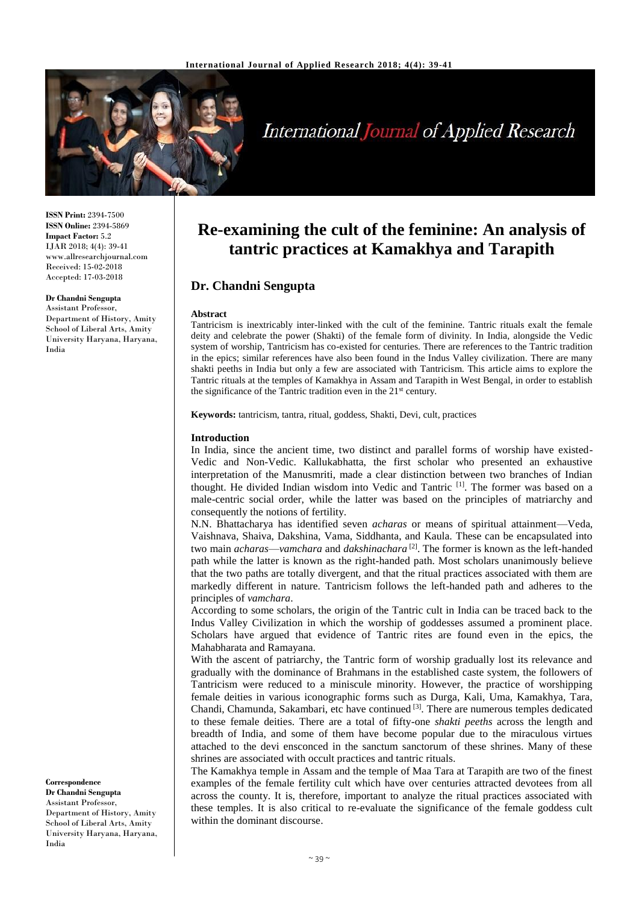# Re-examining the cult of the feminine: An analysis of tantric practices at Kamakhya and Tarapith

## Dr. Chandni Sengupta

**ISSN Print:** 2394-7500
**ISSN Online:** 2394-5869
**Impact Factor:** 5.2
IJAR 2018; 4(4): 39-41
www.allresearchjournal.com
Received: 15-02-2018
Accepted: 17-03-2018

**Dr Chandni Sengupta**
Assistant Professor, Department of History, Amity School of Liberal Arts, Amity University Haryana, Haryana, India

**Correspondence**
**Dr Chandni Sengupta**
Assistant Professor, Department of History, Amity School of Liberal Arts, Amity University Haryana, Haryana, India

### Abstract

Tantricism is inextricably inter-linked with the cult of the feminine. Tantric rituals exalt the female deity and celebrate the power (Shakti) of the female form of divinity. In India, alongside the Vedic system of worship, Tantricism has co-existed for centuries. There are references to the Tantric tradition in the epics; similar references have also been found in the Indus Valley civilization. There are many shakti peeths in India but only a few are associated with Tantricism. This article aims to explore the Tantric rituals at the temples of Kamakhya in Assam and Tarapith in West Bengal, in order to establish the significance of the Tantric tradition even in the 21st century.

**Keywords:** tantricism, tantra, ritual, goddess, Shakti, Devi, cult, practices

### Introduction

In India, since the ancient time, two distinct and parallel forms of worship have existed-Vedic and Non-Vedic. Kallukabhatta, the first scholar who presented an exhaustive interpretation of the Manusmriti, made a clear distinction between two branches of Indian thought. He divided Indian wisdom into Vedic and Tantric [1]. The former was based on a male-centric social order, while the latter was based on the principles of matriarchy and consequently the notions of fertility.

N.N. Bhattacharya has identified seven *acharas* or means of spiritual attainment—Veda, Vaishnava, Shaiva, Dakshina, Vama, Siddhanta, and Kaula. These can be encapsulated into two main *acharas*—*vamchara* and *dakshinachara* [2]. The former is known as the left-handed path while the latter is known as the right-handed path. Most scholars unanimously believe that the two paths are totally divergent, and that the ritual practices associated with them are markedly different in nature. Tantricism follows the left-handed path and adheres to the principles of *vamchara*.

According to some scholars, the origin of the Tantric cult in India can be traced back to the Indus Valley Civilization in which the worship of goddesses assumed a prominent place. Scholars have argued that evidence of Tantric rites are found even in the epics, the Mahabharata and Ramayana.

With the ascent of patriarchy, the Tantric form of worship gradually lost its relevance and gradually with the dominance of Brahmans in the established caste system, the followers of Tantricism were reduced to a miniscule minority. However, the practice of worshipping female deities in various iconographic forms such as Durga, Kali, Uma, Kamakhya, Tara, Chandi, Chamunda, Sakambari, etc have continued [3]. There are numerous temples dedicated to these female deities. There are a total of fifty-one *shakti peeths* across the length and breadth of India, and some of them have become popular due to the miraculous virtues attached to the devi ensconced in the sanctum sanctorum of these shrines. Many of these shrines are associated with occult practices and tantric rituals.

The Kamakhya temple in Assam and the temple of Maa Tara at Tarapith are two of the finest examples of the female fertility cult which have over centuries attracted devotees from all across the county. It is, therefore, important to analyze the ritual practices associated with these temples. It is also critical to re-evaluate the significance of the female goddess cult within the dominant discourse.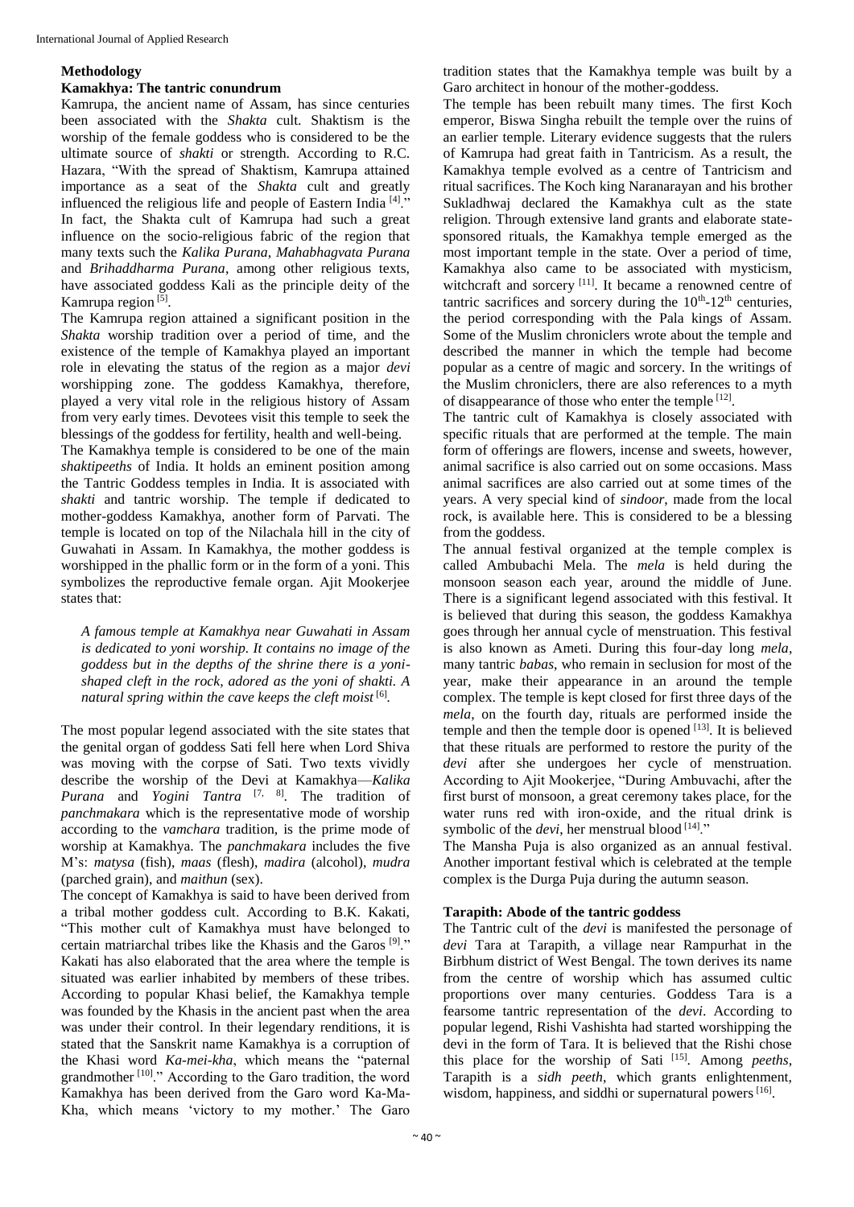## Methodology

### Kamakhya: The tantric conundrum

Kamrupa, the ancient name of Assam, has since centuries been associated with the *Shakta* cult. Shaktism is the worship of the female goddess who is considered to be the ultimate source of *shakti* or strength. According to R.C. Hazara, "With the spread of Shaktism, Kamrupa attained importance as a seat of the *Shakta* cult and greatly influenced the religious life and people of Eastern India [4]." In fact, the Shakta cult of Kamrupa had such a great influence on the socio-religious fabric of the region that many texts such the *Kalika Purana*, *Mahabhagvata Purana* and *Brihaddharma Purana*, among other religious texts, have associated goddess Kali as the principle deity of the Kamrupa region [5].

The Kamrupa region attained a significant position in the *Shakta* worship tradition over a period of time, and the existence of the temple of Kamakhya played an important role in elevating the status of the region as a major *devi* worshipping zone. The goddess Kamakhya, therefore, played a very vital role in the religious history of Assam from very early times. Devotees visit this temple to seek the blessings of the goddess for fertility, health and well-being.

The Kamakhya temple is considered to be one of the main *shaktipeeths* of India. It holds an eminent position among the Tantric Goddess temples in India. It is associated with *shakti* and tantric worship. The temple if dedicated to mother-goddess Kamakhya, another form of Parvati. The temple is located on top of the Nilachala hill in the city of Guwahati in Assam. In Kamakhya, the mother goddess is worshipped in the phallic form or in the form of a yoni. This symbolizes the reproductive female organ. Ajit Mookerjee states that:

> *A famous temple at Kamakhya near Guwahati in Assam is dedicated to yoni worship. It contains no image of the goddess but in the depths of the shrine there is a yoni-shaped cleft in the rock, adored as the yoni of shakti. A natural spring within the cave keeps the cleft moist* [6].

The most popular legend associated with the site states that the genital organ of goddess Sati fell here when Lord Shiva was moving with the corpse of Sati. Two texts vividly describe the worship of the Devi at Kamakhya—*Kalika Purana* and *Yogini Tantra* [7, 8]. The tradition of *panchmakara* which is the representative mode of worship according to the *vamchara* tradition, is the prime mode of worship at Kamakhya. The *panchmakara* includes the five M's: *matysa* (fish), *maas* (flesh), *madira* (alcohol), *mudra* (parched grain), and *maithun* (sex).

The concept of Kamakhya is said to have been derived from a tribal mother goddess cult. According to B.K. Kakati, "This mother cult of Kamakhya must have belonged to certain matriarchal tribes like the Khasis and the Garos [9]." Kakati has also elaborated that the area where the temple is situated was earlier inhabited by members of these tribes. According to popular Khasi belief, the Kamakhya temple was founded by the Khasis in the ancient past when the area was under their control. In their legendary renditions, it is stated that the Sanskrit name Kamakhya is a corruption of the Khasi word *Ka-mei-kha*, which means the "paternal grandmother [10]." According to the Garo tradition, the word Kamakhya has been derived from the Garo word Ka-Ma-Kha, which means 'victory to my mother.' The Garo tradition states that the Kamakhya temple was built by a Garo architect in honour of the mother-goddess.

The temple has been rebuilt many times. The first Koch emperor, Biswa Singha rebuilt the temple over the ruins of an earlier temple. Literary evidence suggests that the rulers of Kamrupa had great faith in Tantricism. As a result, the Kamakhya temple evolved as a centre of Tantricism and ritual sacrifices. The Koch king Naranarayan and his brother Sukladhwaj declared the Kamakhya cult as the state religion. Through extensive land grants and elaborate state-sponsored rituals, the Kamakhya temple emerged as the most important temple in the state. Over a period of time, Kamakhya also came to be associated with mysticism, witchcraft and sorcery [11]. It became a renowned centre of tantric sacrifices and sorcery during the 10th-12th centuries, the period corresponding with the Pala kings of Assam. Some of the Muslim chroniclers wrote about the temple and described the manner in which the temple had become popular as a centre of magic and sorcery. In the writings of the Muslim chroniclers, there are also references to a myth of disappearance of those who enter the temple [12].

The tantric cult of Kamakhya is closely associated with specific rituals that are performed at the temple. The main form of offerings are flowers, incense and sweets, however, animal sacrifice is also carried out on some occasions. Mass animal sacrifices are also carried out at some times of the years. A very special kind of *sindoor*, made from the local rock, is available here. This is considered to be a blessing from the goddess.

The annual festival organized at the temple complex is called Ambubachi Mela. The *mela* is held during the monsoon season each year, around the middle of June. There is a significant legend associated with this festival. It is believed that during this season, the goddess Kamakhya goes through her annual cycle of menstruation. This festival is also known as Ameti. During this four-day long *mela*, many tantric *babas*, who remain in seclusion for most of the year, make their appearance in an around the temple complex. The temple is kept closed for first three days of the *mela*, on the fourth day, rituals are performed inside the temple and then the temple door is opened [13]. It is believed that these rituals are performed to restore the purity of the *devi* after she undergoes her cycle of menstruation. According to Ajit Mookerjee, "During Ambuvachi, after the first burst of monsoon, a great ceremony takes place, for the water runs red with iron-oxide, and the ritual drink is symbolic of the *devi*, her menstrual blood [14]."

The Mansha Puja is also organized as an annual festival. Another important festival which is celebrated at the temple complex is the Durga Puja during the autumn season.

### Tarapith: Abode of the tantric goddess

The Tantric cult of the *devi* is manifested the personage of *devi* Tara at Tarapith, a village near Rampurhat in the Birbhum district of West Bengal. The town derives its name from the centre of worship which has assumed cultic proportions over many centuries. Goddess Tara is a fearsome tantric representation of the *devi*. According to popular legend, Rishi Vashishta had started worshipping the devi in the form of Tara. It is believed that the Rishi chose this place for the worship of Sati [15]. Among *peeths*, Tarapith is a *sidh peeth*, which grants enlightenment, wisdom, happiness, and siddhi or supernatural powers [16].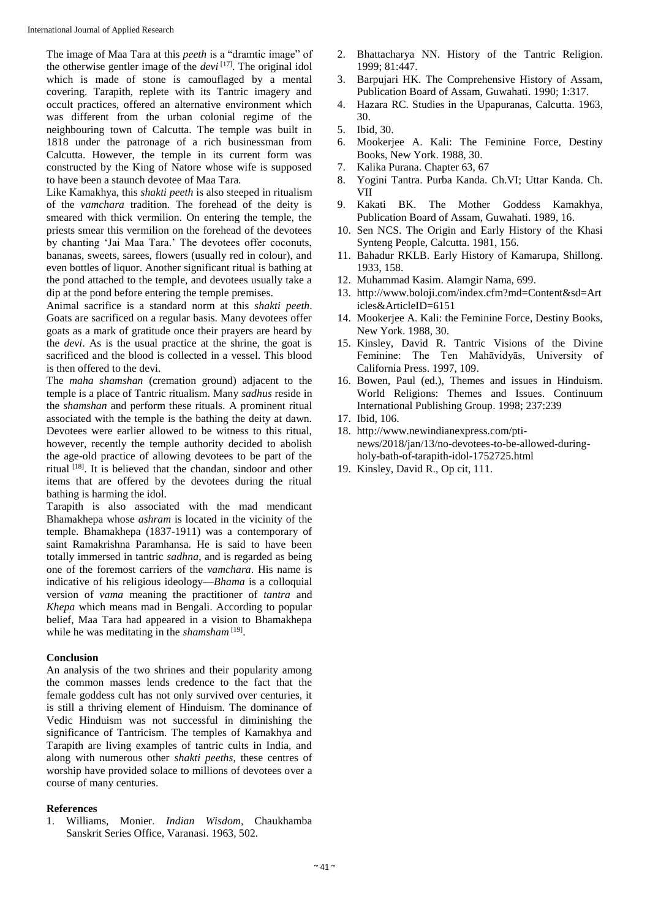The image of Maa Tara at this *peeth* is a "dramtic image" of the otherwise gentler image of the *devi* [17]. The original idol which is made of stone is camouflaged by a mental covering. Tarapith, replete with its Tantric imagery and occult practices, offered an alternative environment which was different from the urban colonial regime of the neighbouring town of Calcutta. The temple was built in 1818 under the patronage of a rich businessman from Calcutta. However, the temple in its current form was constructed by the King of Natore whose wife is supposed to have been a staunch devotee of Maa Tara.

Like Kamakhya, this *shakti peeth* is also steeped in ritualism of the *vamchara* tradition. The forehead of the deity is smeared with thick vermilion. On entering the temple, the priests smear this vermilion on the forehead of the devotees by chanting 'Jai Maa Tara.' The devotees offer coconuts, bananas, sweets, sarees, flowers (usually red in colour), and even bottles of liquor. Another significant ritual is bathing at the pond attached to the temple, and devotees usually take a dip at the pond before entering the temple premises.

Animal sacrifice is a standard norm at this *shakti peeth*. Goats are sacrificed on a regular basis. Many devotees offer goats as a mark of gratitude once their prayers are heard by the *devi*. As is the usual practice at the shrine, the goat is sacrificed and the blood is collected in a vessel. This blood is then offered to the devi.

The *maha shamshan* (cremation ground) adjacent to the temple is a place of Tantric ritualism. Many *sadhus* reside in the *shamshan* and perform these rituals. A prominent ritual associated with the temple is the bathing the deity at dawn. Devotees were earlier allowed to be witness to this ritual, however, recently the temple authority decided to abolish the age-old practice of allowing devotees to be part of the ritual [18]. It is believed that the chandan, sindoor and other items that are offered by the devotees during the ritual bathing is harming the idol.

Tarapith is also associated with the mad mendicant Bhamakhepa whose *ashram* is located in the vicinity of the temple. Bhamakhepa (1837-1911) was a contemporary of saint Ramakrishna Paramhansa. He is said to have been totally immersed in tantric *sadhna*, and is regarded as being one of the foremost carriers of the *vamchara*. His name is indicative of his religious ideology—*Bhama* is a colloquial version of *vama* meaning the practitioner of *tantra* and *Khepa* which means mad in Bengali. According to popular belief, Maa Tara had appeared in a vision to Bhamakhepa while he was meditating in the *shamsham* [19].

## Conclusion

An analysis of the two shrines and their popularity among the common masses lends credence to the fact that the female goddess cult has not only survived over centuries, it is still a thriving element of Hinduism. The dominance of Vedic Hinduism was not successful in diminishing the significance of Tantricism. The temples of Kamakhya and Tarapith are living examples of tantric cults in India, and along with numerous other *shakti peeths*, these centres of worship have provided solace to millions of devotees over a course of many centuries.

## References

1. Williams, Monier. *Indian Wisdom*, Chaukhamba Sanskrit Series Office, Varanasi. 1963, 502.
2. Bhattacharya NN. History of the Tantric Religion. 1999; 81:447.
3. Barpujari HK. The Comprehensive History of Assam, Publication Board of Assam, Guwahati. 1990; 1:317.
4. Hazara RC. Studies in the Upapuranas, Calcutta. 1963, 30.
5. Ibid, 30.
6. Mookerjee A. Kali: The Feminine Force, Destiny Books, New York. 1988, 30.
7. Kalika Purana. Chapter 63, 67
8. Yogini Tantra. Purba Kanda. Ch.VI; Uttar Kanda. Ch. VII
9. Kakati BK. The Mother Goddess Kamakhya, Publication Board of Assam, Guwahati. 1989, 16.
10. Sen NCS. The Origin and Early History of the Khasi Synteng People, Calcutta. 1981, 156.
11. Bahadur RKLB. Early History of Kamarupa, Shillong. 1933, 158.
12. Muhammad Kasim. Alamgir Nama, 699.
13. http://www.boloji.com/index.cfm?md=Content&sd=Articles&ArticleID=6151
14. Mookerjee A. Kali: the Feminine Force, Destiny Books, New York. 1988, 30.
15. Kinsley, David R. Tantric Visions of the Divine Feminine: The Ten Mahāvidyās, University of California Press. 1997, 109.
16. Bowen, Paul (ed.), Themes and issues in Hinduism. World Religions: Themes and Issues. Continuum International Publishing Group. 1998; 237:239
17. Ibid, 106.
18. http://www.newindianexpress.com/pti-news/2018/jan/13/no-devotees-to-be-allowed-during-holy-bath-of-tarapith-idol-1752725.html
19. Kinsley, David R., Op cit, 111.